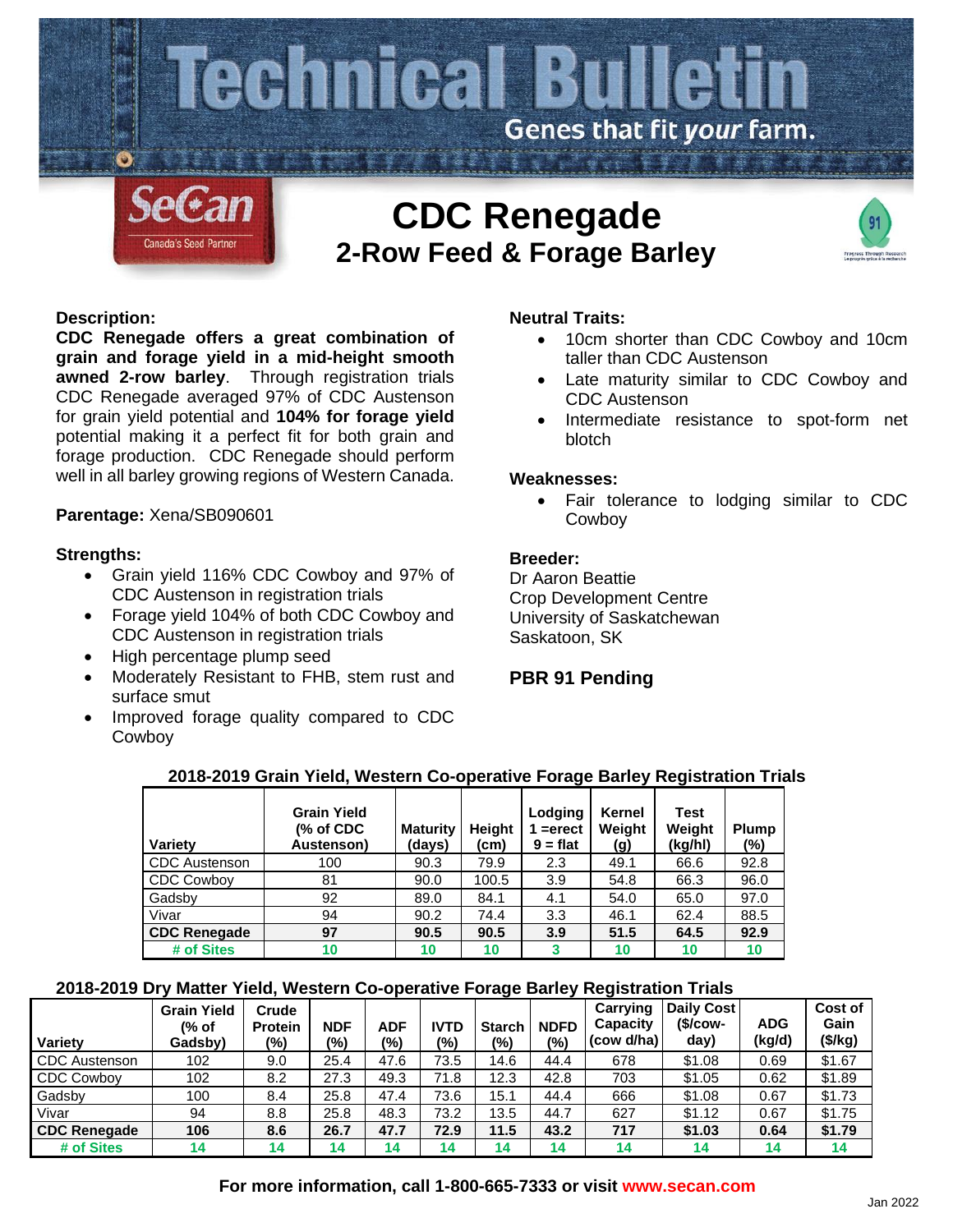# Technical Bulletin

Genes that fit *your* farm.

SeCan
Canada's Seed Partner

# CDC Renegade

## 2-Row Feed & Forage Barley

**Description:**

**CDC Renegade offers a great combination of grain and forage yield in a mid-height smooth awned 2-row barley**. Through registration trials CDC Renegade averaged 97% of CDC Austenson for grain yield potential and **104% for forage yield** potential making it a perfect fit for both grain and forage production. CDC Renegade should perform well in all barley growing regions of Western Canada.

**Parentage:** Xena/SB090601

**Strengths:**

- Grain yield 116% CDC Cowboy and 97% of CDC Austenson in registration trials
- Forage yield 104% of both CDC Cowboy and CDC Austenson in registration trials
- High percentage plump seed
- Moderately Resistant to FHB, stem rust and surface smut
- Improved forage quality compared to CDC Cowboy

**Neutral Traits:**

- 10cm shorter than CDC Cowboy and 10cm taller than CDC Austenson
- Late maturity similar to CDC Cowboy and CDC Austenson
- Intermediate resistance to spot-form net blotch

**Weaknesses:**

- Fair tolerance to lodging similar to CDC Cowboy

**Breeder:**

Dr Aaron Beattie
Crop Development Centre
University of Saskatchewan
Saskatoon, SK

**PBR 91 Pending**

**2018-2019 Grain Yield, Western Co-operative Forage Barley Registration Trials**

| Variety | Grain Yield (% of CDC Austenson) | Maturity (days) | Height (cm) | Lodging 1 =erect 9 = flat | Kernel Weight (g) | Test Weight (kg/hl) | Plump (%) |
|---|---|---|---|---|---|---|---|
| CDC Austenson | 100 | 90.3 | 79.9 | 2.3 | 49.1 | 66.6 | 92.8 |
| CDC Cowboy | 81 | 90.0 | 100.5 | 3.9 | 54.8 | 66.3 | 96.0 |
| Gadsby | 92 | 89.0 | 84.1 | 4.1 | 54.0 | 65.0 | 97.0 |
| Vivar | 94 | 90.2 | 74.4 | 3.3 | 46.1 | 62.4 | 88.5 |
| **CDC Renegade** | **97** | **90.5** | **90.5** | **3.9** | **51.5** | **64.5** | **92.9** |
| **# of Sites** | **10** | **10** | **10** | **3** | **10** | **10** | **10** |

**2018-2019 Dry Matter Yield, Western Co-operative Forage Barley Registration Trials**

| Variety | Grain Yield (% of Gadsby) | Crude Protein (%) | NDF (%) | ADF (%) | IVTD (%) | Starch (%) | NDFD (%) | Carrying Capacity (cow d/ha) | Daily Cost ($/cow-day) | ADG (kg/d) | Cost of Gain ($/kg) |
|---|---|---|---|---|---|---|---|---|---|---|---|
| CDC Austenson | 102 | 9.0 | 25.4 | 47.6 | 73.5 | 14.6 | 44.4 | 678 | $1.08 | 0.69 | $1.67 |
| CDC Cowboy | 102 | 8.2 | 27.3 | 49.3 | 71.8 | 12.3 | 42.8 | 703 | $1.05 | 0.62 | $1.89 |
| Gadsby | 100 | 8.4 | 25.8 | 47.4 | 73.6 | 15.1 | 44.4 | 666 | $1.08 | 0.67 | $1.73 |
| Vivar | 94 | 8.8 | 25.8 | 48.3 | 73.2 | 13.5 | 44.7 | 627 | $1.12 | 0.67 | $1.75 |
| **CDC Renegade** | **106** | **8.6** | **26.7** | **47.7** | **72.9** | **11.5** | **43.2** | **717** | **$1.03** | **0.64** | **$1.79** |
| **# of Sites** | **14** | **14** | **14** | **14** | **14** | **14** | **14** | **14** | **14** | **14** | **14** |

**For more information, call 1-800-665-7333 or visit www.secan.com**

Jan 2022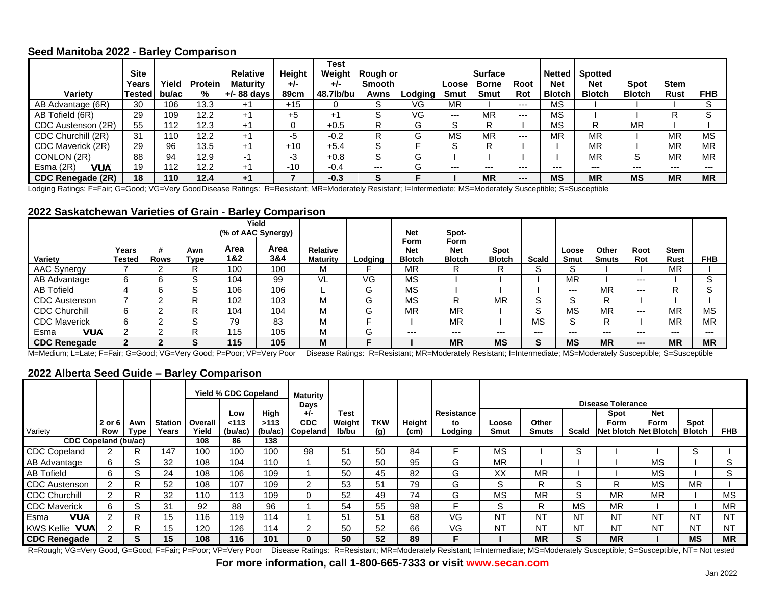## Seed Manitoba 2022 - Barley Comparison

| Variety | Site Years Tested | Yield bu/ac | Protein % | Relative Maturity +/- 88 days | Height +/- 89cm | Test Weight +/- 48.7lb/bu | Rough or Smooth Awns | Lodging | Loose Smut | Surface Borne Smut | Root Rot | Netted Net Blotch | Spotted Net Blotch | Spot Blotch | Stem Rust | FHB |
|---|---|---|---|---|---|---|---|---|---|---|---|---|---|---|---|---|
| AB Advantage (6R) | 30 | 106 | 13.3 | +1 | +15 | 0 | S | VG | MR | I | --- | MS | I | I | I | S |
| AB Tofield (6R) | 29 | 109 | 12.2 | +1 | +5 | +1 | S | VG | --- | MR | --- | MS | I | I | R | S |
| CDC Austenson (2R) | 55 | 112 | 12.3 | +1 | 0 | +0.5 | R | G | S | R | I | MS | R | MR | I | I |
| CDC Churchill (2R) | 31 | 110 | 12.2 | +1 | -5 | -0.2 | R | G | MS | MR | --- | MR | MR | I | MR | MS |
| CDC Maverick (2R) | 29 | 96 | 13.5 | +1 | +10 | +5.4 | S | F | S | R | I | I | MR | I | MR | MR |
| CONLON (2R) | 88 | 94 | 12.9 | -1 | -3 | +0.8 | S | G | I | I | I | I | MR | S | MR | MR |
| Esma (2R) VUA | 19 | 112 | 12.2 | +1 | -10 | -0.4 | --- | G | --- | --- | --- | --- | --- | --- | --- | --- |
| **CDC Renegade (2R)** | **18** | **110** | **12.4** | **+1** | **7** | **-0.3** | **S** | **F** | **I** | **MR** | **---** | **MS** | **MR** | **MS** | **MR** | **MR** |

Lodging Ratings: F=Fair; G=Good; VG=Very Good Disease Ratings: R=Resistant; MR=Moderately Resistant; I=Intermediate; MS=Moderately Susceptible; S=Susceptible

## 2022 Saskatchewan Varieties of Grain - Barley Comparison

| Variety | Years Tested | # Rows | Awn Type | Yield (% of AAC Synergy) Area 1&2 | Area 3&4 | Relative Maturity | Lodging | Net Form Net Blotch | Spot-Form Net Blotch | Spot Blotch | Scald | Loose Smut | Other Smuts | Root Rot | Stem Rust | FHB |
|---|---|---|---|---|---|---|---|---|---|---|---|---|---|---|---|---|
| AAC Synergy | 7 | 2 | R | 100 | 100 | M | F | MR | R | R | S | S | I | I | MR | I |
| AB Advantage | 6 | 6 | S | 104 | 99 | VL | VG | MS | I | I | I | MR | I | --- | I | S |
| AB Tofield | 4 | 6 | S | 106 | 106 | L | G | MS | I | I | I | --- | MR | --- | R | S |
| CDC Austenson | 7 | 2 | R | 102 | 103 | M | G | MS | R | MR | S | S | R | I | I | I |
| CDC Churchill | 6 | 2 | R | 104 | 104 | M | G | MR | MR | I | S | MS | MR | --- | MR | MS |
| CDC Maverick | 6 | 2 | S | 79 | 83 | M | F | I | MR | I | MS | S | R | I | MR | MR |
| Esma VUA | 2 | 2 | R | 115 | 105 | M | G | --- | --- | --- | --- | --- | --- | --- | --- | --- |
| **CDC Renegade** | **2** | **2** | **S** | **115** | **105** | **M** | **F** | **I** | **MR** | **MS** | **S** | **MS** | **MR** | **---** | **MR** | **MR** |

M=Medium; L=Late; F=Fair; G=Good; VG=Very Good; P=Poor; VP=Very Poor Disease Ratings: R=Resistant; MR=Moderately Resistant; I=Intermediate; MS=Moderately Susceptible; S=Susceptible

## 2022 Alberta Seed Guide – Barley Comparison

| Variety | 2 or 6 Row | Awn Type | Station Years | Yield % CDC Copeland Overall Yield | Low <113 (bu/ac) | High >113 (bu/ac) | Maturity Days +/- CDC Copeland | Test Weight lb/bu | TKW (g) | Height (cm) | Resistance to Lodging | Disease Tolerance Loose Smut | Other Smuts | Scald | Spot Form Net blotch | Net Form Net Blotch | Spot Blotch | FHB |
|---|---|---|---|---|---|---|---|---|---|---|---|---|---|---|---|---|---|---|
| CDC Copeland (bu/ac) | | | | 108 | 86 | 138 | | | | | | | | | | | | |
| CDC Copeland | 2 | R | 147 | 100 | 100 | 100 | 98 | 51 | 50 | 84 | F | MS | I | S | I | I | S | I |
| AB Advantage | 6 | S | 32 | 108 | 104 | 110 | 1 | 50 | 50 | 95 | G | MR | I | I | I | MS | I | S |
| AB Tofield | 6 | S | 24 | 108 | 106 | 109 | 1 | 50 | 45 | 82 | G | XX | MR | I | I | MS | I | S |
| CDC Austenson | 2 | R | 52 | 108 | 107 | 109 | 2 | 53 | 51 | 79 | G | S | R | S | R | MS | MR | I |
| CDC Churchill | 2 | R | 32 | 110 | 113 | 109 | 0 | 52 | 49 | 74 | G | MS | MR | S | MR | MR | I | MS |
| CDC Maverick | 6 | S | 31 | 92 | 88 | 96 | 1 | 54 | 55 | 98 | F | S | R | MS | MR | I | I | MR |
| Esma VUA | 2 | R | 15 | 116 | 119 | 114 | 1 | 51 | 51 | 68 | VG | NT | NT | NT | NT | NT | NT | NT |
| KWS Kellie VUA | 2 | R | 15 | 120 | 126 | 114 | 2 | 50 | 52 | 66 | VG | NT | NT | NT | NT | NT | NT | NT |
| **CDC Renegade** | **2** | **S** | **15** | **108** | **116** | **101** | **0** | **50** | **52** | **89** | **F** | **I** | **MR** | **S** | **MR** | **I** | **MS** | **MR** |

R=Rough; VG=Very Good, G=Good, F=Fair; P=Poor; VP=Very Poor Disease Ratings: R=Resistant; MR=Moderately Resistant; I=Intermediate; MS=Moderately Susceptible; S=Susceptible, NT= Not tested

**For more information, call 1-800-665-7333 or visit www.secan.com**

Jan 2022